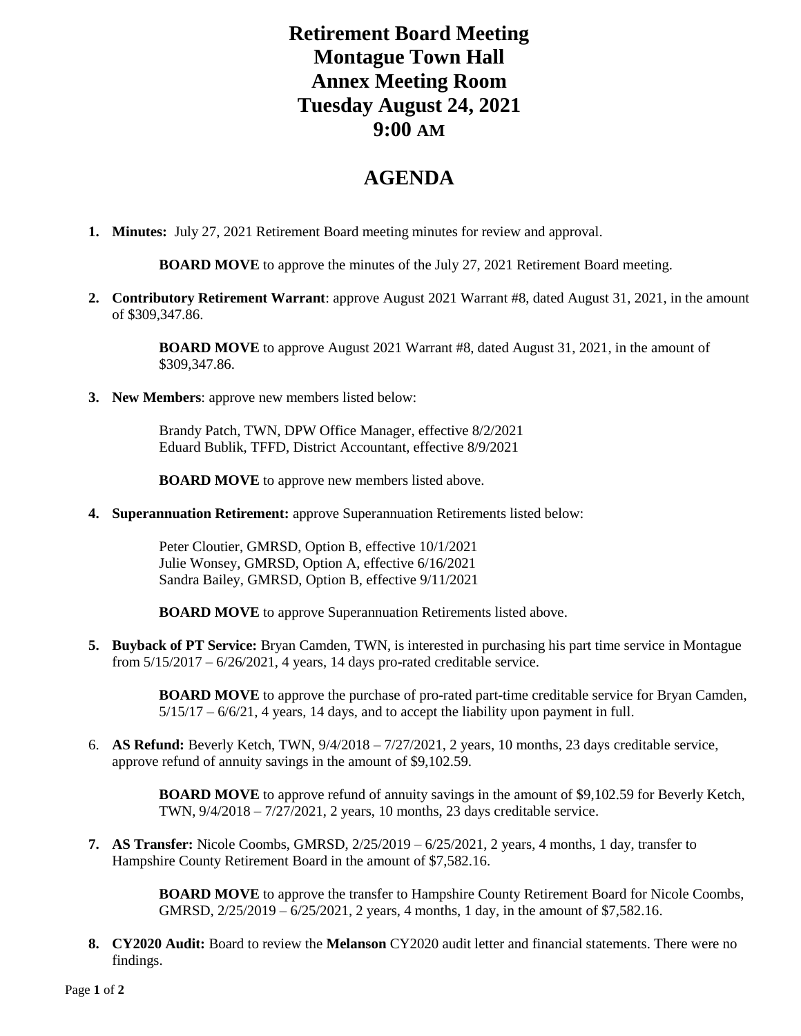# Retirement Board Meeting
# Montague Town Hall
# Annex Meeting Room
# Tuesday August 24, 2021
# 9:00 AM

## AGENDA

1. **Minutes:** July 27, 2021 Retirement Board meeting minutes for review and approval.

   **BOARD MOVE** to approve the minutes of the July 27, 2021 Retirement Board meeting.

2. **Contributory Retirement Warrant**: approve August 2021 Warrant #8, dated August 31, 2021, in the amount of $309,347.86.

   **BOARD MOVE** to approve August 2021 Warrant #8, dated August 31, 2021, in the amount of $309,347.86.

3. **New Members**: approve new members listed below:

   Brandy Patch, TWN, DPW Office Manager, effective 8/2/2021
   Eduard Bublik, TFFD, District Accountant, effective 8/9/2021

   **BOARD MOVE** to approve new members listed above.

4. **Superannuation Retirement:** approve Superannuation Retirements listed below:

   Peter Cloutier, GMRSD, Option B, effective 10/1/2021
   Julie Wonsey, GMRSD, Option A, effective 6/16/2021
   Sandra Bailey, GMRSD, Option B, effective 9/11/2021

   **BOARD MOVE** to approve Superannuation Retirements listed above.

5. **Buyback of PT Service:** Bryan Camden, TWN, is interested in purchasing his part time service in Montague from 5/15/2017 – 6/26/2021, 4 years, 14 days pro-rated creditable service.

   **BOARD MOVE** to approve the purchase of pro-rated part-time creditable service for Bryan Camden, 5/15/17 – 6/6/21, 4 years, 14 days, and to accept the liability upon payment in full.

6. **AS Refund:** Beverly Ketch, TWN, 9/4/2018 – 7/27/2021, 2 years, 10 months, 23 days creditable service, approve refund of annuity savings in the amount of $9,102.59.

   **BOARD MOVE** to approve refund of annuity savings in the amount of $9,102.59 for Beverly Ketch, TWN, 9/4/2018 – 7/27/2021, 2 years, 10 months, 23 days creditable service.

7. **AS Transfer:** Nicole Coombs, GMRSD, 2/25/2019 – 6/25/2021, 2 years, 4 months, 1 day, transfer to Hampshire County Retirement Board in the amount of $7,582.16.

   **BOARD MOVE** to approve the transfer to Hampshire County Retirement Board for Nicole Coombs, GMRSD, 2/25/2019 – 6/25/2021, 2 years, 4 months, 1 day, in the amount of $7,582.16.

8. **CY2020 Audit:** Board to review the **Melanson** CY2020 audit letter and financial statements. There were no findings.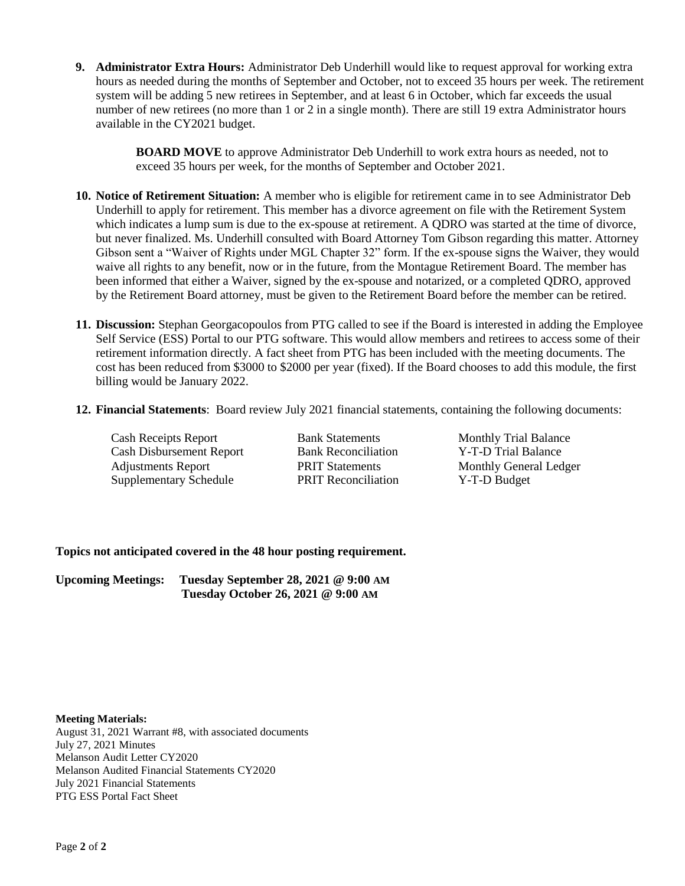9. **Administrator Extra Hours:** Administrator Deb Underhill would like to request approval for working extra hours as needed during the months of September and October, not to exceed 35 hours per week. The retirement system will be adding 5 new retirees in September, and at least 6 in October, which far exceeds the usual number of new retirees (no more than 1 or 2 in a single month). There are still 19 extra Administrator hours available in the CY2021 budget.

   **BOARD MOVE** to approve Administrator Deb Underhill to work extra hours as needed, not to exceed 35 hours per week, for the months of September and October 2021.

10. **Notice of Retirement Situation:** A member who is eligible for retirement came in to see Administrator Deb Underhill to apply for retirement. This member has a divorce agreement on file with the Retirement System which indicates a lump sum is due to the ex-spouse at retirement. A QDRO was started at the time of divorce, but never finalized. Ms. Underhill consulted with Board Attorney Tom Gibson regarding this matter. Attorney Gibson sent a "Waiver of Rights under MGL Chapter 32" form. If the ex-spouse signs the Waiver, they would waive all rights to any benefit, now or in the future, from the Montague Retirement Board. The member has been informed that either a Waiver, signed by the ex-spouse and notarized, or a completed QDRO, approved by the Retirement Board attorney, must be given to the Retirement Board before the member can be retired.

11. **Discussion:** Stephan Georgacopoulos from PTG called to see if the Board is interested in adding the Employee Self Service (ESS) Portal to our PTG software. This would allow members and retirees to access some of their retirement information directly. A fact sheet from PTG has been included with the meeting documents. The cost has been reduced from $3000 to $2000 per year (fixed). If the Board chooses to add this module, the first billing would be January 2022.

12. **Financial Statements**: Board review July 2021 financial statements, containing the following documents:

| | | |
|---|---|---|
| Cash Receipts Report | Bank Statements | Monthly Trial Balance |
| Cash Disbursement Report | Bank Reconciliation | Y-T-D Trial Balance |
| Adjustments Report | PRIT Statements | Monthly General Ledger |
| Supplementary Schedule | PRIT Reconciliation | Y-T-D Budget |

**Topics not anticipated covered in the 48 hour posting requirement.**

**Upcoming Meetings: Tuesday September 28, 2021 @ 9:00 AM**
**Tuesday October 26, 2021 @ 9:00 AM**

**Meeting Materials:**
August 31, 2021 Warrant #8, with associated documents
July 27, 2021 Minutes
Melanson Audit Letter CY2020
Melanson Audited Financial Statements CY2020
July 2021 Financial Statements
PTG ESS Portal Fact Sheet